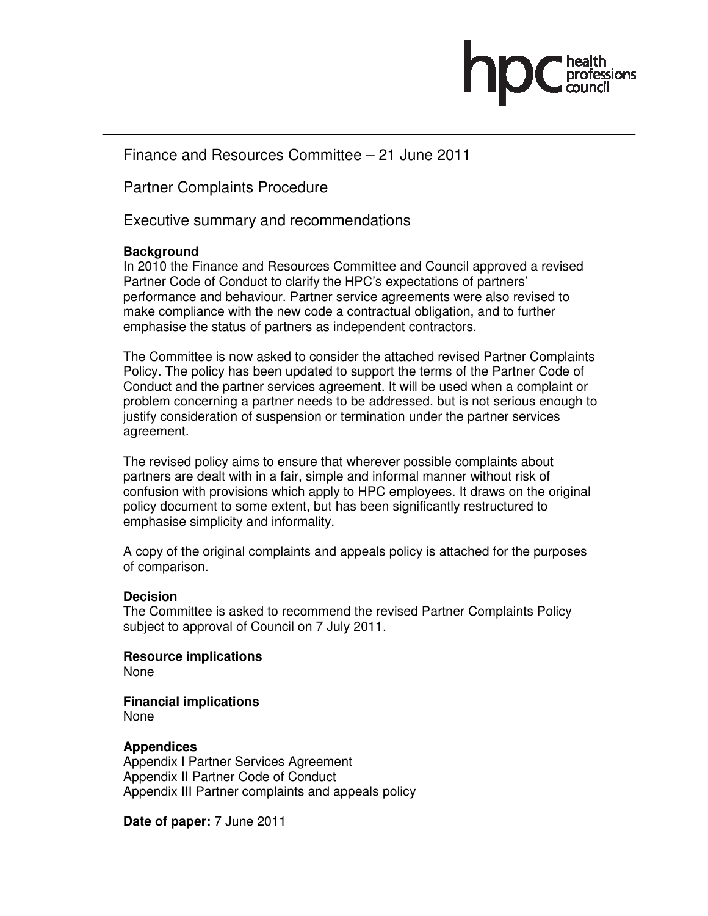# Finance and Resources Committee – 21 June 2011

## Partner Complaints Procedure

## Executive summary and recommendations

**Background**

In 2010 the Finance and Resources Committee and Council approved a revised Partner Code of Conduct to clarify the HPC's expectations of partners' performance and behaviour. Partner service agreements were also revised to make compliance with the new code a contractual obligation, and to further emphasise the status of partners as independent contractors.

The Committee is now asked to consider the attached revised Partner Complaints Policy. The policy has been updated to support the terms of the Partner Code of Conduct and the partner services agreement. It will be used when a complaint or problem concerning a partner needs to be addressed, but is not serious enough to justify consideration of suspension or termination under the partner services agreement.

The revised policy aims to ensure that wherever possible complaints about partners are dealt with in a fair, simple and informal manner without risk of confusion with provisions which apply to HPC employees. It draws on the original policy document to some extent, but has been significantly restructured to emphasise simplicity and informality.

A copy of the original complaints and appeals policy is attached for the purposes of comparison.

**Decision**

The Committee is asked to recommend the revised Partner Complaints Policy subject to approval of Council on 7 July 2011.

**Resource implications**

None

**Financial implications**

None

**Appendices**

Appendix I Partner Services Agreement
Appendix II Partner Code of Conduct
Appendix III Partner complaints and appeals policy

**Date of paper:** 7 June 2011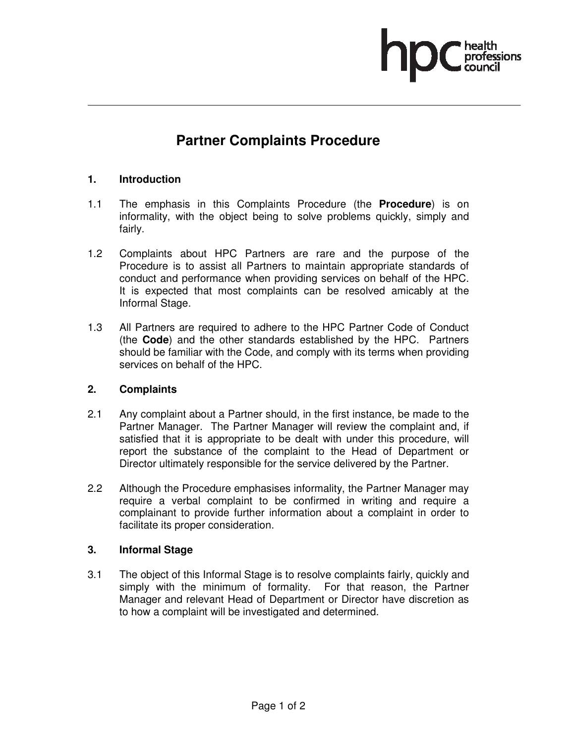# Partner Complaints Procedure

## 1. Introduction

1.1 The emphasis in this Complaints Procedure (the **Procedure**) is on informality, with the object being to solve problems quickly, simply and fairly.

1.2 Complaints about HPC Partners are rare and the purpose of the Procedure is to assist all Partners to maintain appropriate standards of conduct and performance when providing services on behalf of the HPC. It is expected that most complaints can be resolved amicably at the Informal Stage.

1.3 All Partners are required to adhere to the HPC Partner Code of Conduct (the **Code**) and the other standards established by the HPC. Partners should be familiar with the Code, and comply with its terms when providing services on behalf of the HPC.

## 2. Complaints

2.1 Any complaint about a Partner should, in the first instance, be made to the Partner Manager. The Partner Manager will review the complaint and, if satisfied that it is appropriate to be dealt with under this procedure, will report the substance of the complaint to the Head of Department or Director ultimately responsible for the service delivered by the Partner.

2.2 Although the Procedure emphasises informality, the Partner Manager may require a verbal complaint to be confirmed in writing and require a complainant to provide further information about a complaint in order to facilitate its proper consideration.

## 3. Informal Stage

3.1 The object of this Informal Stage is to resolve complaints fairly, quickly and simply with the minimum of formality. For that reason, the Partner Manager and relevant Head of Department or Director have discretion as to how a complaint will be investigated and determined.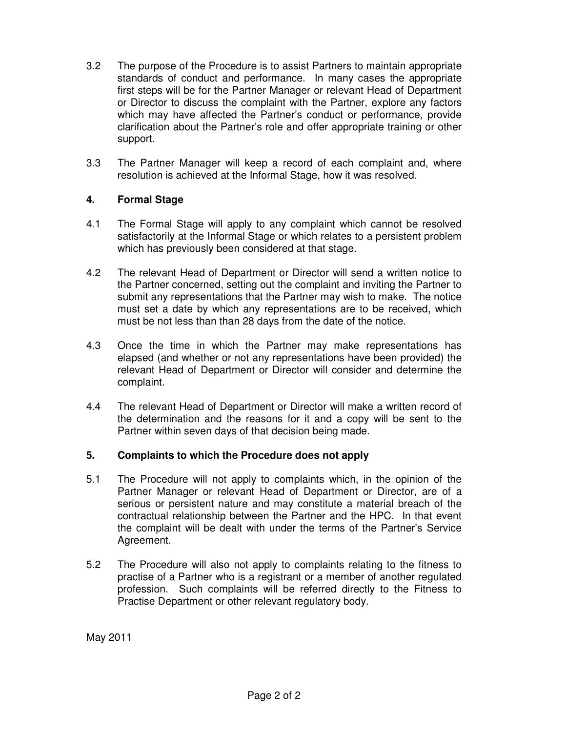3.2 The purpose of the Procedure is to assist Partners to maintain appropriate standards of conduct and performance. In many cases the appropriate first steps will be for the Partner Manager or relevant Head of Department or Director to discuss the complaint with the Partner, explore any factors which may have affected the Partner's conduct or performance, provide clarification about the Partner's role and offer appropriate training or other support.

3.3 The Partner Manager will keep a record of each complaint and, where resolution is achieved at the Informal Stage, how it was resolved.

## 4. Formal Stage

4.1 The Formal Stage will apply to any complaint which cannot be resolved satisfactorily at the Informal Stage or which relates to a persistent problem which has previously been considered at that stage.

4.2 The relevant Head of Department or Director will send a written notice to the Partner concerned, setting out the complaint and inviting the Partner to submit any representations that the Partner may wish to make. The notice must set a date by which any representations are to be received, which must be not less than than 28 days from the date of the notice.

4.3 Once the time in which the Partner may make representations has elapsed (and whether or not any representations have been provided) the relevant Head of Department or Director will consider and determine the complaint.

4.4 The relevant Head of Department or Director will make a written record of the determination and the reasons for it and a copy will be sent to the Partner within seven days of that decision being made.

## 5. Complaints to which the Procedure does not apply

5.1 The Procedure will not apply to complaints which, in the opinion of the Partner Manager or relevant Head of Department or Director, are of a serious or persistent nature and may constitute a material breach of the contractual relationship between the Partner and the HPC. In that event the complaint will be dealt with under the terms of the Partner's Service Agreement.

5.2 The Procedure will also not apply to complaints relating to the fitness to practise of a Partner who is a registrant or a member of another regulated profession. Such complaints will be referred directly to the Fitness to Practise Department or other relevant regulatory body.

May 2011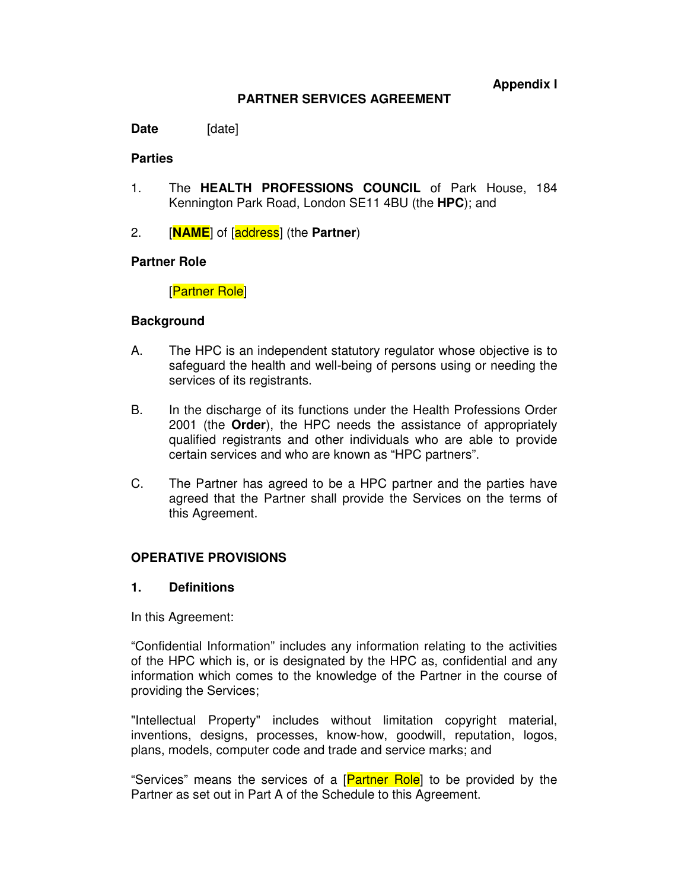**Appendix I**

**PARTNER SERVICES AGREEMENT**

**Date** [date]

**Parties**

1. The **HEALTH PROFESSIONS COUNCIL** of Park House, 184 Kennington Park Road, London SE11 4BU (the **HPC**); and

2. [**NAME**] of [address] (the **Partner**)

**Partner Role**

[Partner Role]

**Background**

A. The HPC is an independent statutory regulator whose objective is to safeguard the health and well-being of persons using or needing the services of its registrants.

B. In the discharge of its functions under the Health Professions Order 2001 (the **Order**), the HPC needs the assistance of appropriately qualified registrants and other individuals who are able to provide certain services and who are known as "HPC partners".

C. The Partner has agreed to be a HPC partner and the parties have agreed that the Partner shall provide the Services on the terms of this Agreement.

**OPERATIVE PROVISIONS**

**1. Definitions**

In this Agreement:

"Confidential Information" includes any information relating to the activities of the HPC which is, or is designated by the HPC as, confidential and any information which comes to the knowledge of the Partner in the course of providing the Services;

"Intellectual Property" includes without limitation copyright material, inventions, designs, processes, know-how, goodwill, reputation, logos, plans, models, computer code and trade and service marks; and

"Services" means the services of a [Partner Role] to be provided by the Partner as set out in Part A of the Schedule to this Agreement.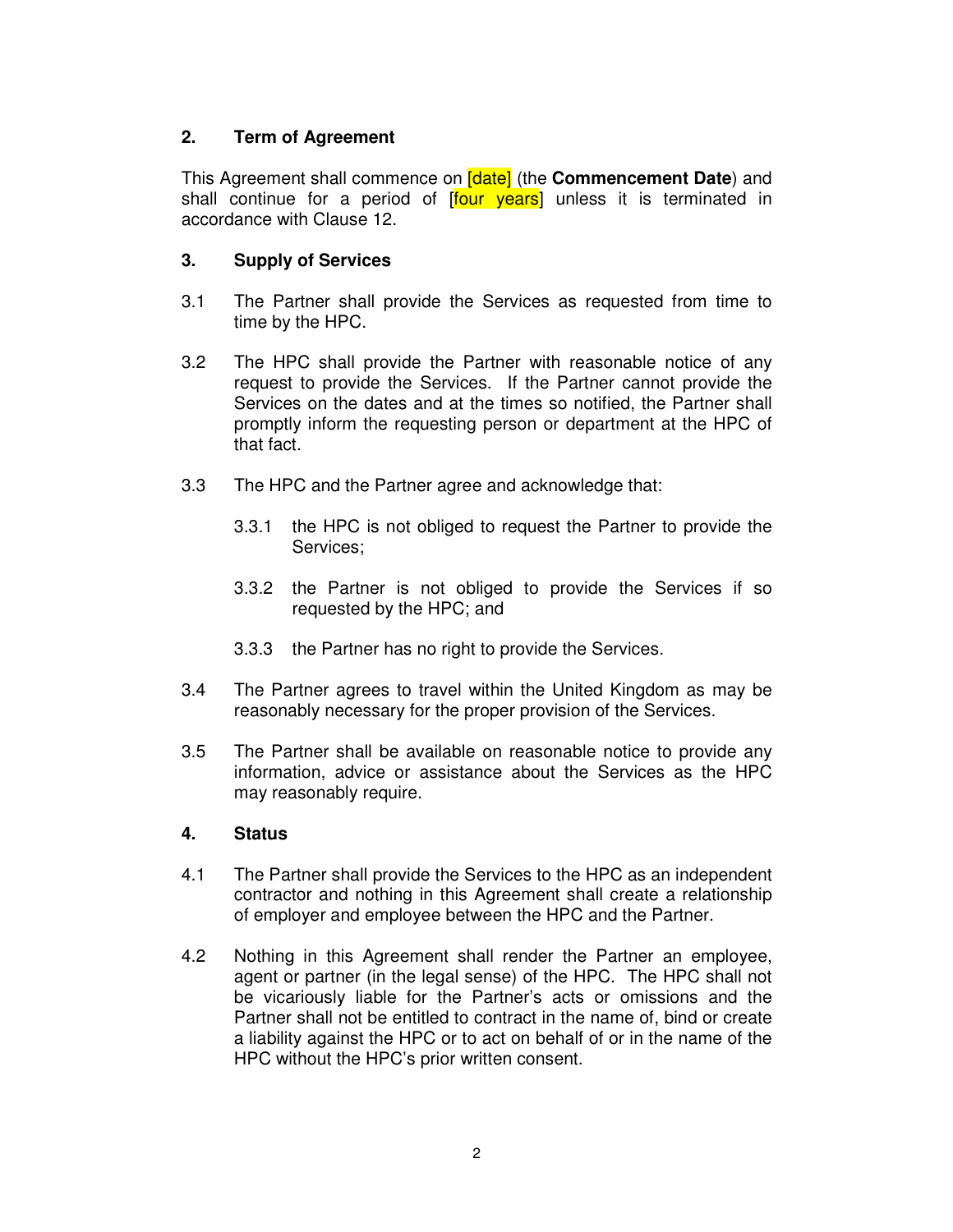## 2. Term of Agreement

This Agreement shall commence on [date] (the **Commencement Date**) and shall continue for a period of [four years] unless it is terminated in accordance with Clause 12.

## 3. Supply of Services

3.1 The Partner shall provide the Services as requested from time to time by the HPC.

3.2 The HPC shall provide the Partner with reasonable notice of any request to provide the Services. If the Partner cannot provide the Services on the dates and at the times so notified, the Partner shall promptly inform the requesting person or department at the HPC of that fact.

3.3 The HPC and the Partner agree and acknowledge that:

3.3.1 the HPC is not obliged to request the Partner to provide the Services;

3.3.2 the Partner is not obliged to provide the Services if so requested by the HPC; and

3.3.3 the Partner has no right to provide the Services.

3.4 The Partner agrees to travel within the United Kingdom as may be reasonably necessary for the proper provision of the Services.

3.5 The Partner shall be available on reasonable notice to provide any information, advice or assistance about the Services as the HPC may reasonably require.

## 4. Status

4.1 The Partner shall provide the Services to the HPC as an independent contractor and nothing in this Agreement shall create a relationship of employer and employee between the HPC and the Partner.

4.2 Nothing in this Agreement shall render the Partner an employee, agent or partner (in the legal sense) of the HPC. The HPC shall not be vicariously liable for the Partner's acts or omissions and the Partner shall not be entitled to contract in the name of, bind or create a liability against the HPC or to act on behalf of or in the name of the HPC without the HPC's prior written consent.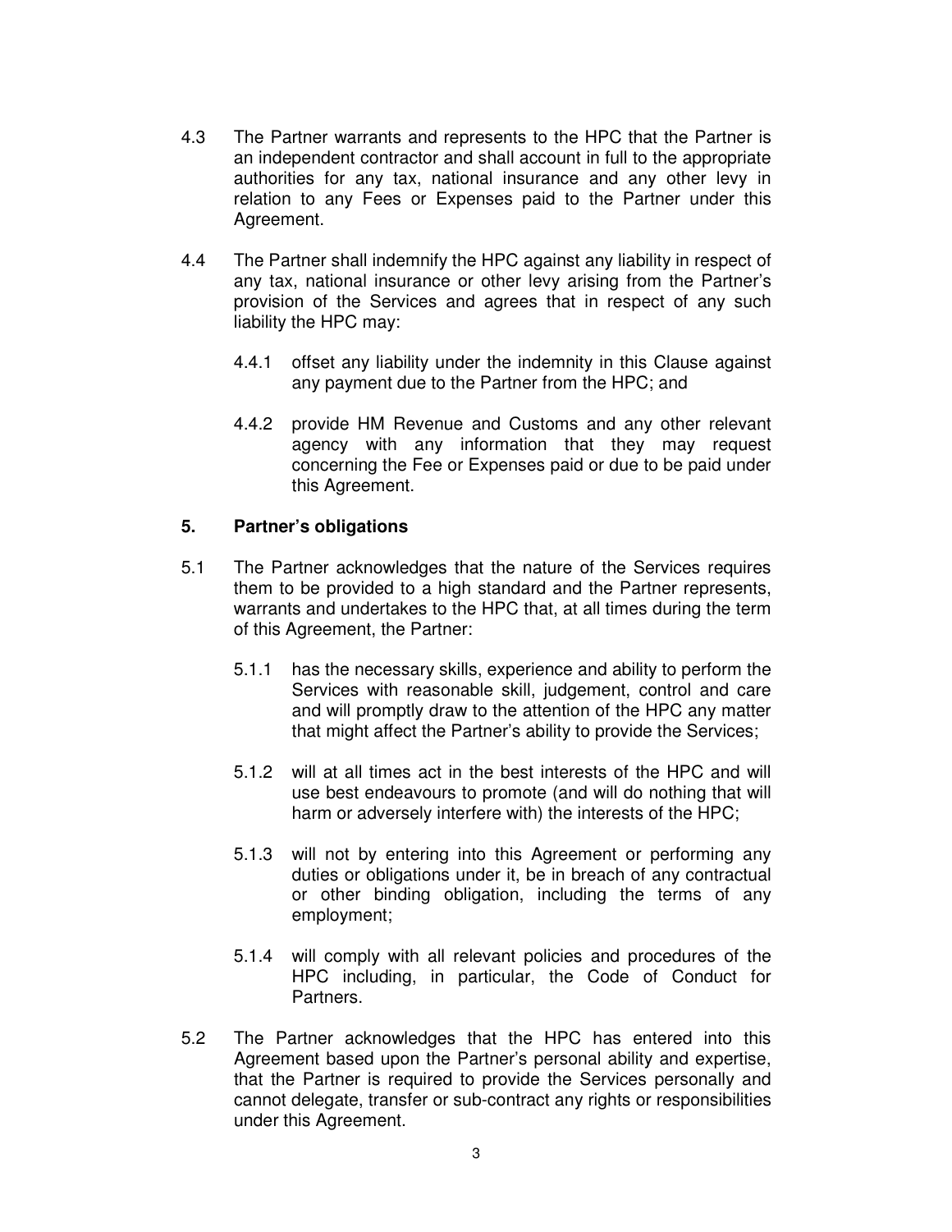4.3 The Partner warrants and represents to the HPC that the Partner is an independent contractor and shall account in full to the appropriate authorities for any tax, national insurance and any other levy in relation to any Fees or Expenses paid to the Partner under this Agreement.

4.4 The Partner shall indemnify the HPC against any liability in respect of any tax, national insurance or other levy arising from the Partner's provision of the Services and agrees that in respect of any such liability the HPC may:

4.4.1 offset any liability under the indemnity in this Clause against any payment due to the Partner from the HPC; and

4.4.2 provide HM Revenue and Customs and any other relevant agency with any information that they may request concerning the Fee or Expenses paid or due to be paid under this Agreement.

**5. Partner's obligations**

5.1 The Partner acknowledges that the nature of the Services requires them to be provided to a high standard and the Partner represents, warrants and undertakes to the HPC that, at all times during the term of this Agreement, the Partner:

5.1.1 has the necessary skills, experience and ability to perform the Services with reasonable skill, judgement, control and care and will promptly draw to the attention of the HPC any matter that might affect the Partner's ability to provide the Services;

5.1.2 will at all times act in the best interests of the HPC and will use best endeavours to promote (and will do nothing that will harm or adversely interfere with) the interests of the HPC;

5.1.3 will not by entering into this Agreement or performing any duties or obligations under it, be in breach of any contractual or other binding obligation, including the terms of any employment;

5.1.4 will comply with all relevant policies and procedures of the HPC including, in particular, the Code of Conduct for Partners.

5.2 The Partner acknowledges that the HPC has entered into this Agreement based upon the Partner's personal ability and expertise, that the Partner is required to provide the Services personally and cannot delegate, transfer or sub-contract any rights or responsibilities under this Agreement.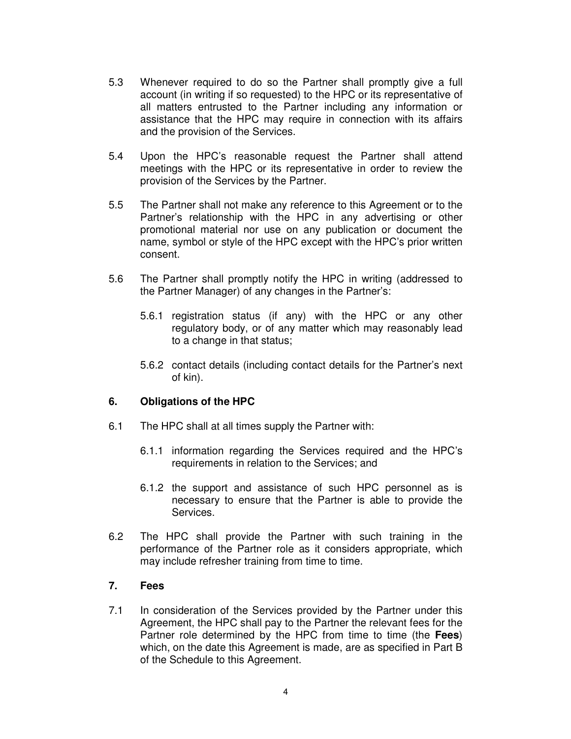5.3 Whenever required to do so the Partner shall promptly give a full account (in writing if so requested) to the HPC or its representative of all matters entrusted to the Partner including any information or assistance that the HPC may require in connection with its affairs and the provision of the Services.

5.4 Upon the HPC's reasonable request the Partner shall attend meetings with the HPC or its representative in order to review the provision of the Services by the Partner.

5.5 The Partner shall not make any reference to this Agreement or to the Partner's relationship with the HPC in any advertising or other promotional material nor use on any publication or document the name, symbol or style of the HPC except with the HPC's prior written consent.

5.6 The Partner shall promptly notify the HPC in writing (addressed to the Partner Manager) of any changes in the Partner's:

5.6.1 registration status (if any) with the HPC or any other regulatory body, or of any matter which may reasonably lead to a change in that status;

5.6.2 contact details (including contact details for the Partner's next of kin).

## 6. Obligations of the HPC

6.1 The HPC shall at all times supply the Partner with:

6.1.1 information regarding the Services required and the HPC's requirements in relation to the Services; and

6.1.2 the support and assistance of such HPC personnel as is necessary to ensure that the Partner is able to provide the Services.

6.2 The HPC shall provide the Partner with such training in the performance of the Partner role as it considers appropriate, which may include refresher training from time to time.

## 7. Fees

7.1 In consideration of the Services provided by the Partner under this Agreement, the HPC shall pay to the Partner the relevant fees for the Partner role determined by the HPC from time to time (the **Fees**) which, on the date this Agreement is made, are as specified in Part B of the Schedule to this Agreement.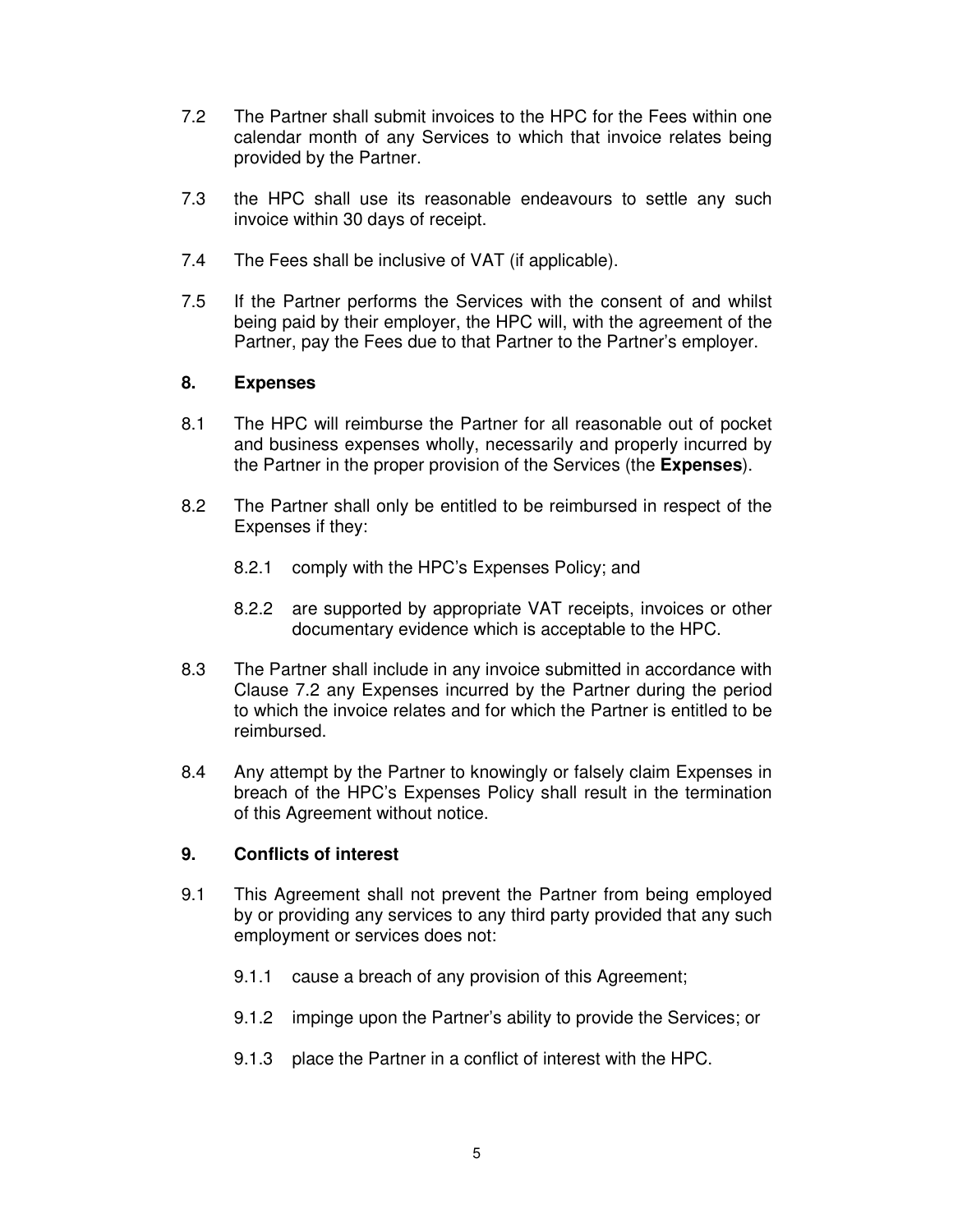7.2 The Partner shall submit invoices to the HPC for the Fees within one calendar month of any Services to which that invoice relates being provided by the Partner.

7.3 the HPC shall use its reasonable endeavours to settle any such invoice within 30 days of receipt.

7.4 The Fees shall be inclusive of VAT (if applicable).

7.5 If the Partner performs the Services with the consent of and whilst being paid by their employer, the HPC will, with the agreement of the Partner, pay the Fees due to that Partner to the Partner's employer.

## 8. Expenses

8.1 The HPC will reimburse the Partner for all reasonable out of pocket and business expenses wholly, necessarily and properly incurred by the Partner in the proper provision of the Services (the **Expenses**).

8.2 The Partner shall only be entitled to be reimbursed in respect of the Expenses if they:

8.2.1 comply with the HPC's Expenses Policy; and

8.2.2 are supported by appropriate VAT receipts, invoices or other documentary evidence which is acceptable to the HPC.

8.3 The Partner shall include in any invoice submitted in accordance with Clause 7.2 any Expenses incurred by the Partner during the period to which the invoice relates and for which the Partner is entitled to be reimbursed.

8.4 Any attempt by the Partner to knowingly or falsely claim Expenses in breach of the HPC's Expenses Policy shall result in the termination of this Agreement without notice.

## 9. Conflicts of interest

9.1 This Agreement shall not prevent the Partner from being employed by or providing any services to any third party provided that any such employment or services does not:

9.1.1 cause a breach of any provision of this Agreement;

9.1.2 impinge upon the Partner's ability to provide the Services; or

9.1.3 place the Partner in a conflict of interest with the HPC.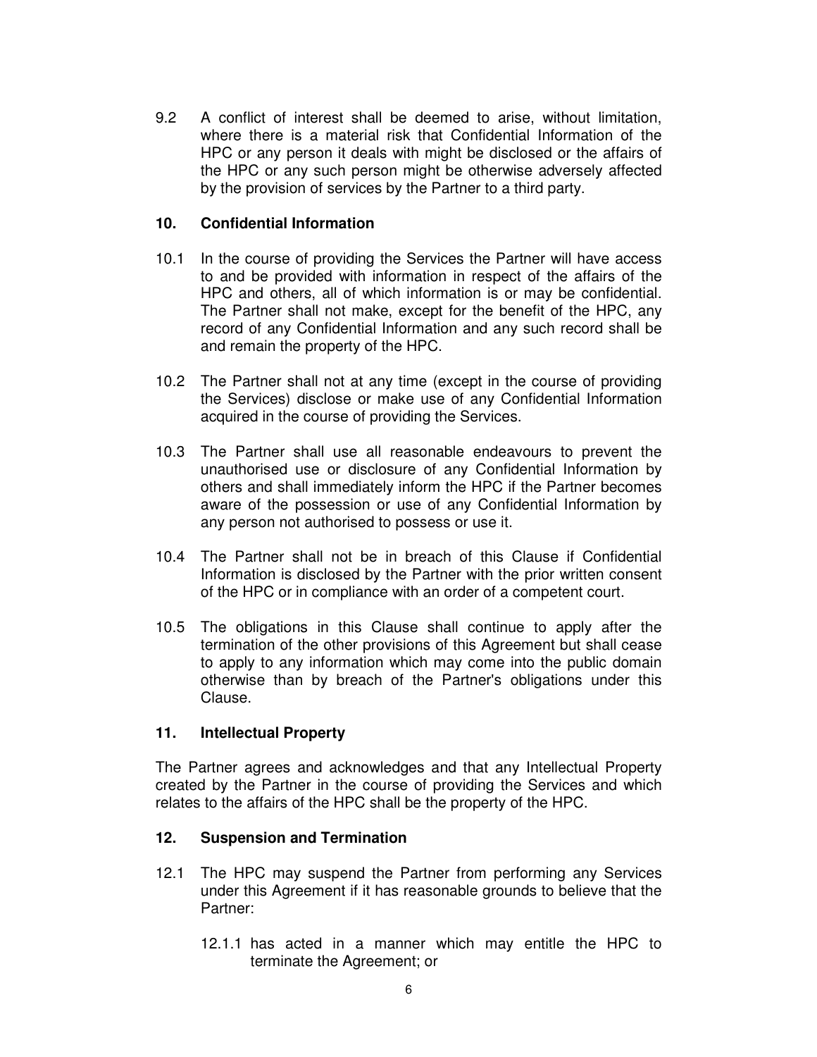9.2 A conflict of interest shall be deemed to arise, without limitation, where there is a material risk that Confidential Information of the HPC or any person it deals with might be disclosed or the affairs of the HPC or any such person might be otherwise adversely affected by the provision of services by the Partner to a third party.

## 10. Confidential Information

10.1 In the course of providing the Services the Partner will have access to and be provided with information in respect of the affairs of the HPC and others, all of which information is or may be confidential. The Partner shall not make, except for the benefit of the HPC, any record of any Confidential Information and any such record shall be and remain the property of the HPC.

10.2 The Partner shall not at any time (except in the course of providing the Services) disclose or make use of any Confidential Information acquired in the course of providing the Services.

10.3 The Partner shall use all reasonable endeavours to prevent the unauthorised use or disclosure of any Confidential Information by others and shall immediately inform the HPC if the Partner becomes aware of the possession or use of any Confidential Information by any person not authorised to possess or use it.

10.4 The Partner shall not be in breach of this Clause if Confidential Information is disclosed by the Partner with the prior written consent of the HPC or in compliance with an order of a competent court.

10.5 The obligations in this Clause shall continue to apply after the termination of the other provisions of this Agreement but shall cease to apply to any information which may come into the public domain otherwise than by breach of the Partner's obligations under this Clause.

## 11. Intellectual Property

The Partner agrees and acknowledges and that any Intellectual Property created by the Partner in the course of providing the Services and which relates to the affairs of the HPC shall be the property of the HPC.

## 12. Suspension and Termination

12.1 The HPC may suspend the Partner from performing any Services under this Agreement if it has reasonable grounds to believe that the Partner:

12.1.1 has acted in a manner which may entitle the HPC to terminate the Agreement; or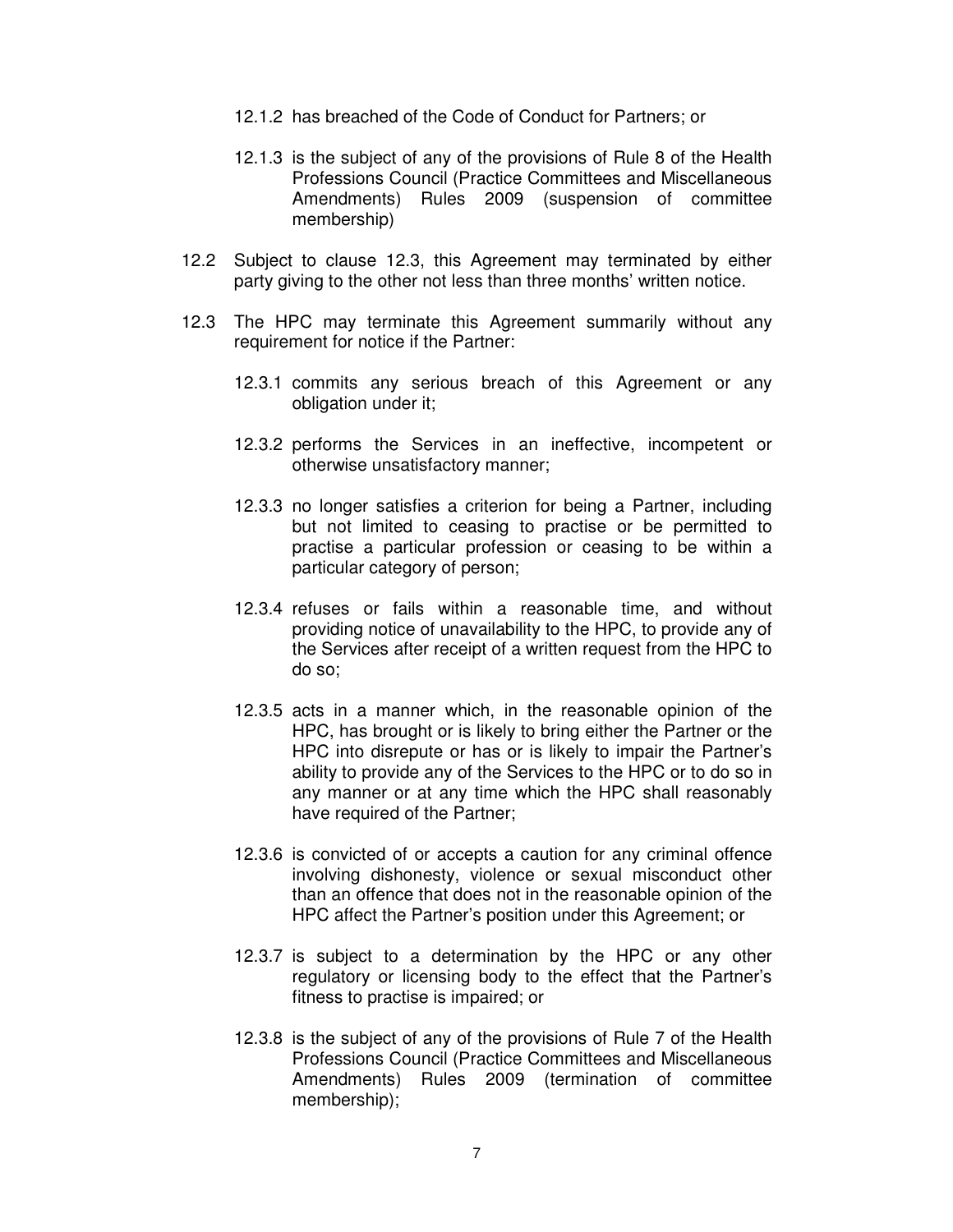12.1.2 has breached of the Code of Conduct for Partners; or

12.1.3 is the subject of any of the provisions of Rule 8 of the Health Professions Council (Practice Committees and Miscellaneous Amendments) Rules 2009 (suspension of committee membership)

12.2 Subject to clause 12.3, this Agreement may terminated by either party giving to the other not less than three months' written notice.

12.3 The HPC may terminate this Agreement summarily without any requirement for notice if the Partner:

12.3.1 commits any serious breach of this Agreement or any obligation under it;

12.3.2 performs the Services in an ineffective, incompetent or otherwise unsatisfactory manner;

12.3.3 no longer satisfies a criterion for being a Partner, including but not limited to ceasing to practise or be permitted to practise a particular profession or ceasing to be within a particular category of person;

12.3.4 refuses or fails within a reasonable time, and without providing notice of unavailability to the HPC, to provide any of the Services after receipt of a written request from the HPC to do so;

12.3.5 acts in a manner which, in the reasonable opinion of the HPC, has brought or is likely to bring either the Partner or the HPC into disrepute or has or is likely to impair the Partner's ability to provide any of the Services to the HPC or to do so in any manner or at any time which the HPC shall reasonably have required of the Partner;

12.3.6 is convicted of or accepts a caution for any criminal offence involving dishonesty, violence or sexual misconduct other than an offence that does not in the reasonable opinion of the HPC affect the Partner's position under this Agreement; or

12.3.7 is subject to a determination by the HPC or any other regulatory or licensing body to the effect that the Partner's fitness to practise is impaired; or

12.3.8 is the subject of any of the provisions of Rule 7 of the Health Professions Council (Practice Committees and Miscellaneous Amendments) Rules 2009 (termination of committee membership);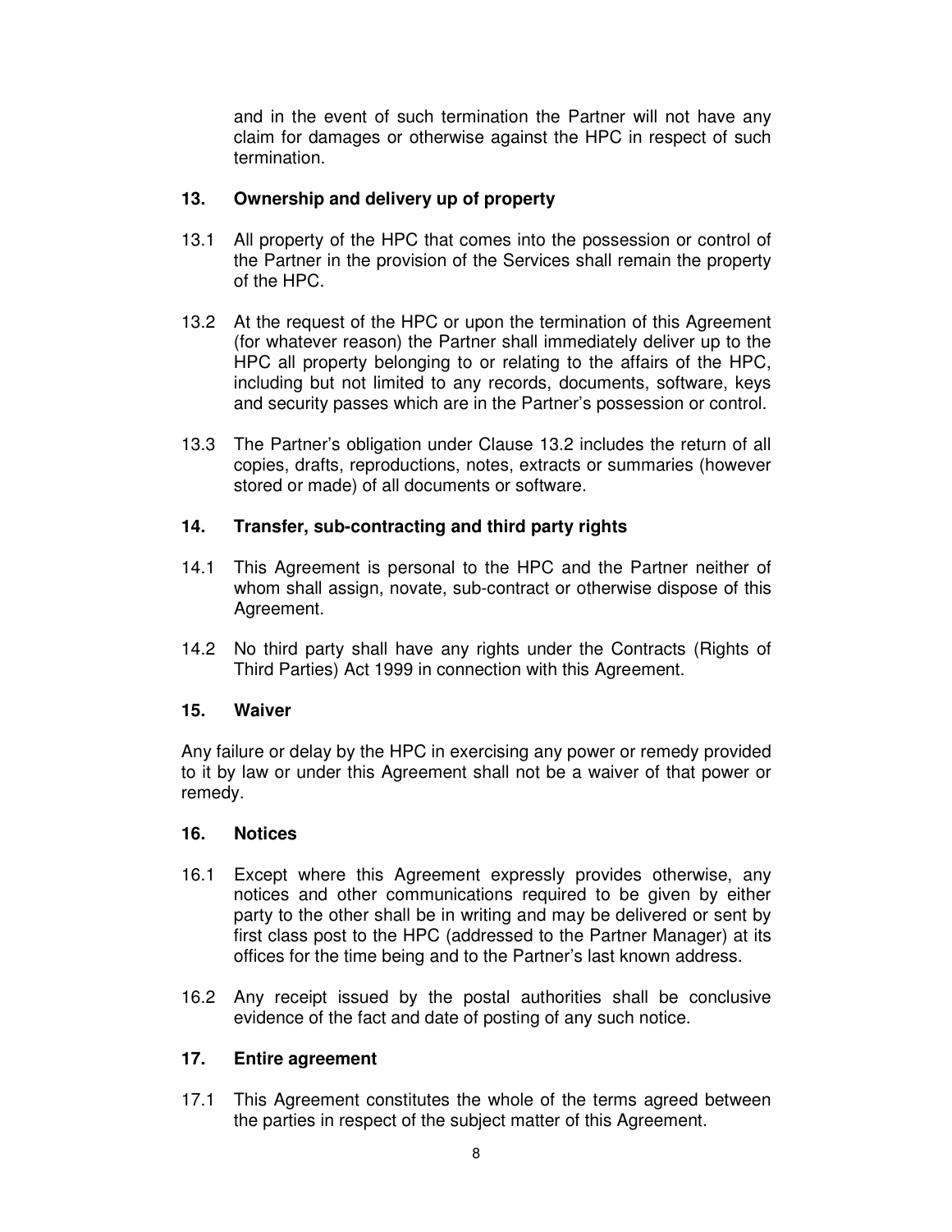and in the event of such termination the Partner will not have any claim for damages or otherwise against the HPC in respect of such termination.

## 13. Ownership and delivery up of property

13.1 All property of the HPC that comes into the possession or control of the Partner in the provision of the Services shall remain the property of the HPC.

13.2 At the request of the HPC or upon the termination of this Agreement (for whatever reason) the Partner shall immediately deliver up to the HPC all property belonging to or relating to the affairs of the HPC, including but not limited to any records, documents, software, keys and security passes which are in the Partner's possession or control.

13.3 The Partner's obligation under Clause 13.2 includes the return of all copies, drafts, reproductions, notes, extracts or summaries (however stored or made) of all documents or software.

## 14. Transfer, sub-contracting and third party rights

14.1 This Agreement is personal to the HPC and the Partner neither of whom shall assign, novate, sub-contract or otherwise dispose of this Agreement.

14.2 No third party shall have any rights under the Contracts (Rights of Third Parties) Act 1999 in connection with this Agreement.

## 15. Waiver

Any failure or delay by the HPC in exercising any power or remedy provided to it by law or under this Agreement shall not be a waiver of that power or remedy.

## 16. Notices

16.1 Except where this Agreement expressly provides otherwise, any notices and other communications required to be given by either party to the other shall be in writing and may be delivered or sent by first class post to the HPC (addressed to the Partner Manager) at its offices for the time being and to the Partner's last known address.

16.2 Any receipt issued by the postal authorities shall be conclusive evidence of the fact and date of posting of any such notice.

## 17. Entire agreement

17.1 This Agreement constitutes the whole of the terms agreed between the parties in respect of the subject matter of this Agreement.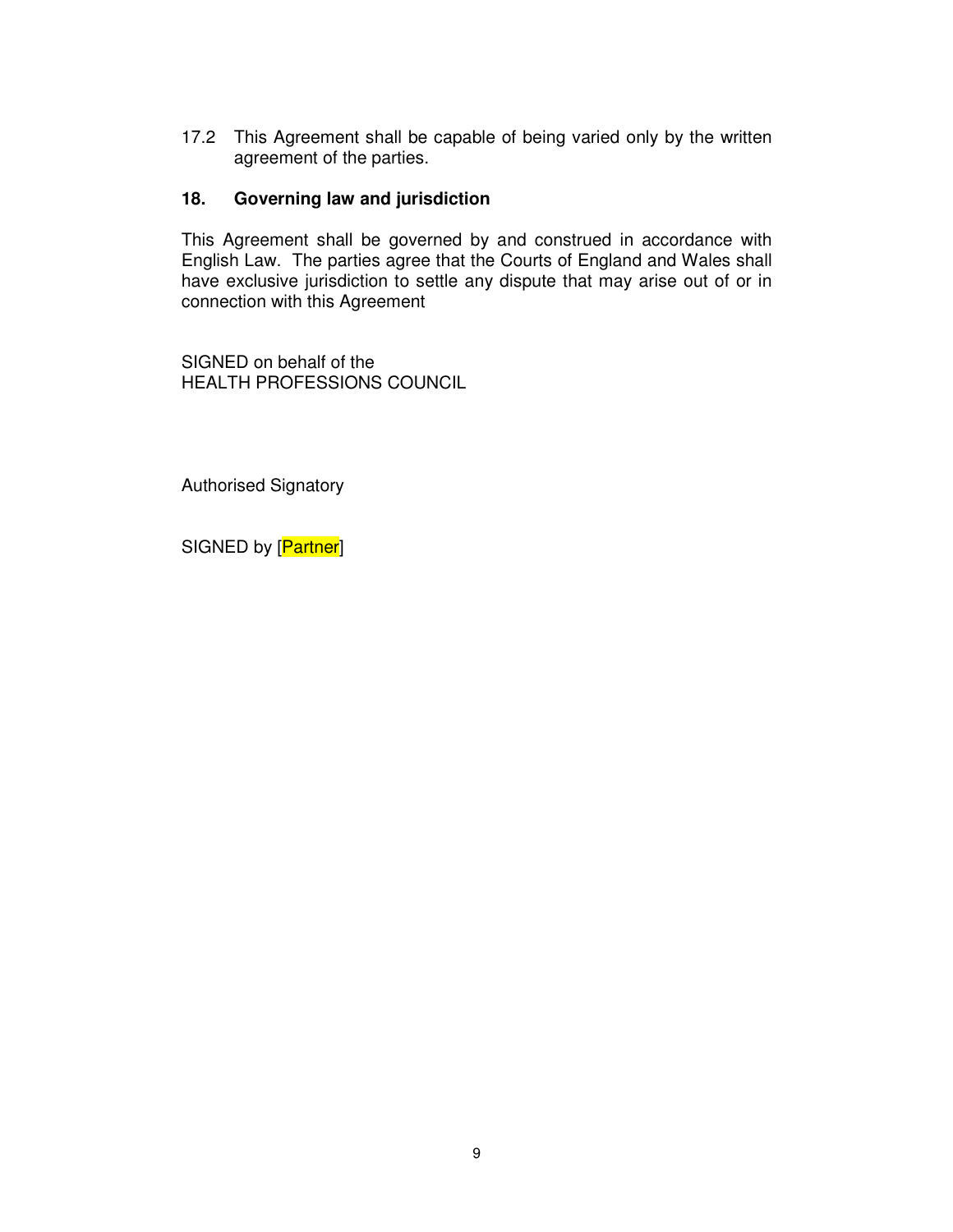17.2 This Agreement shall be capable of being varied only by the written agreement of the parties.

**18. Governing law and jurisdiction**

This Agreement shall be governed by and construed in accordance with English Law. The parties agree that the Courts of England and Wales shall have exclusive jurisdiction to settle any dispute that may arise out of or in connection with this Agreement

SIGNED on behalf of the
HEALTH PROFESSIONS COUNCIL

Authorised Signatory

SIGNED by [Partner]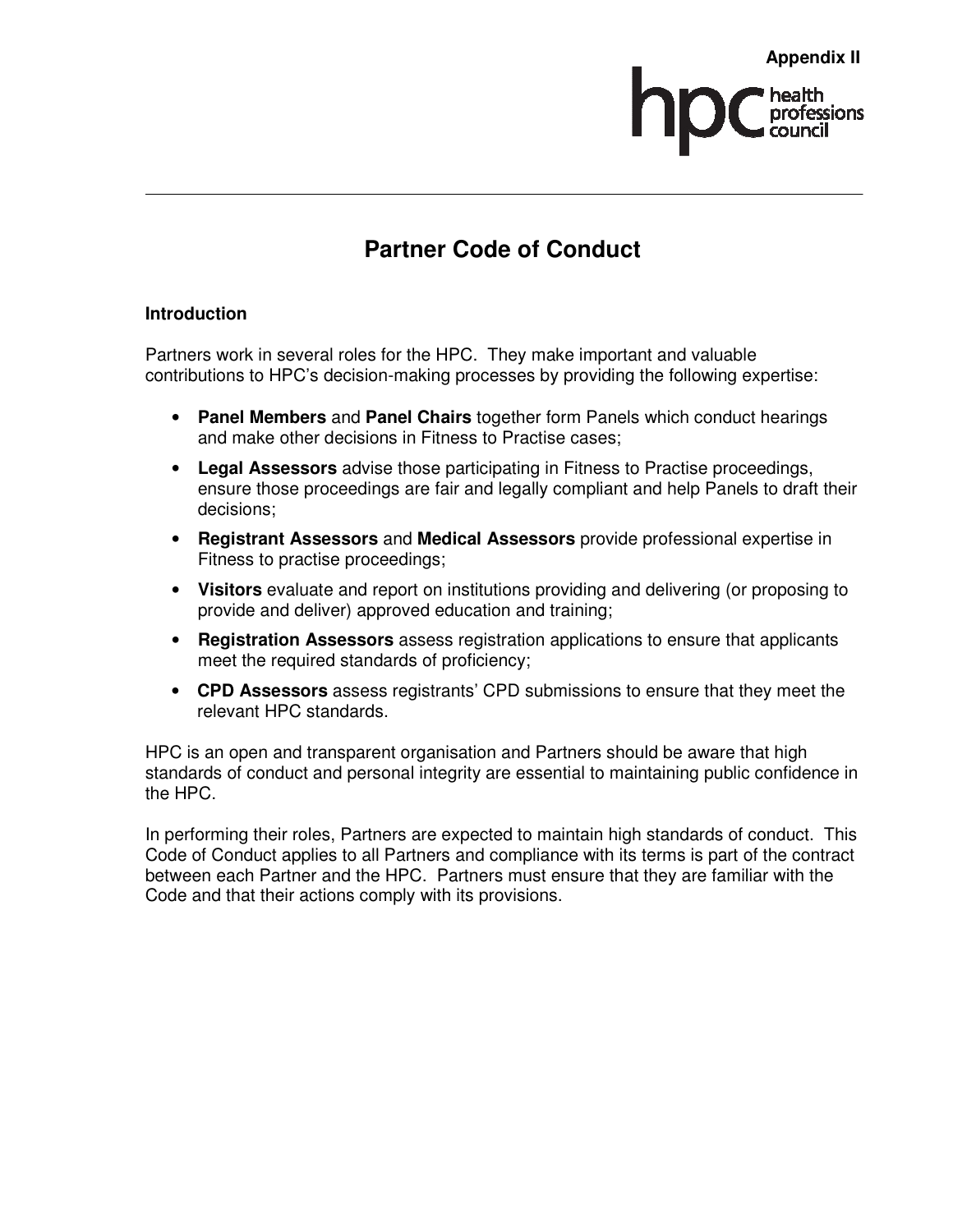Appendix II

# Partner Code of Conduct

## Introduction

Partners work in several roles for the HPC. They make important and valuable contributions to HPC's decision-making processes by providing the following expertise:

- **Panel Members** and **Panel Chairs** together form Panels which conduct hearings and make other decisions in Fitness to Practise cases;
- **Legal Assessors** advise those participating in Fitness to Practise proceedings, ensure those proceedings are fair and legally compliant and help Panels to draft their decisions;
- **Registrant Assessors** and **Medical Assessors** provide professional expertise in Fitness to practise proceedings;
- **Visitors** evaluate and report on institutions providing and delivering (or proposing to provide and deliver) approved education and training;
- **Registration Assessors** assess registration applications to ensure that applicants meet the required standards of proficiency;
- **CPD Assessors** assess registrants' CPD submissions to ensure that they meet the relevant HPC standards.

HPC is an open and transparent organisation and Partners should be aware that high standards of conduct and personal integrity are essential to maintaining public confidence in the HPC.

In performing their roles, Partners are expected to maintain high standards of conduct. This Code of Conduct applies to all Partners and compliance with its terms is part of the contract between each Partner and the HPC. Partners must ensure that they are familiar with the Code and that their actions comply with its provisions.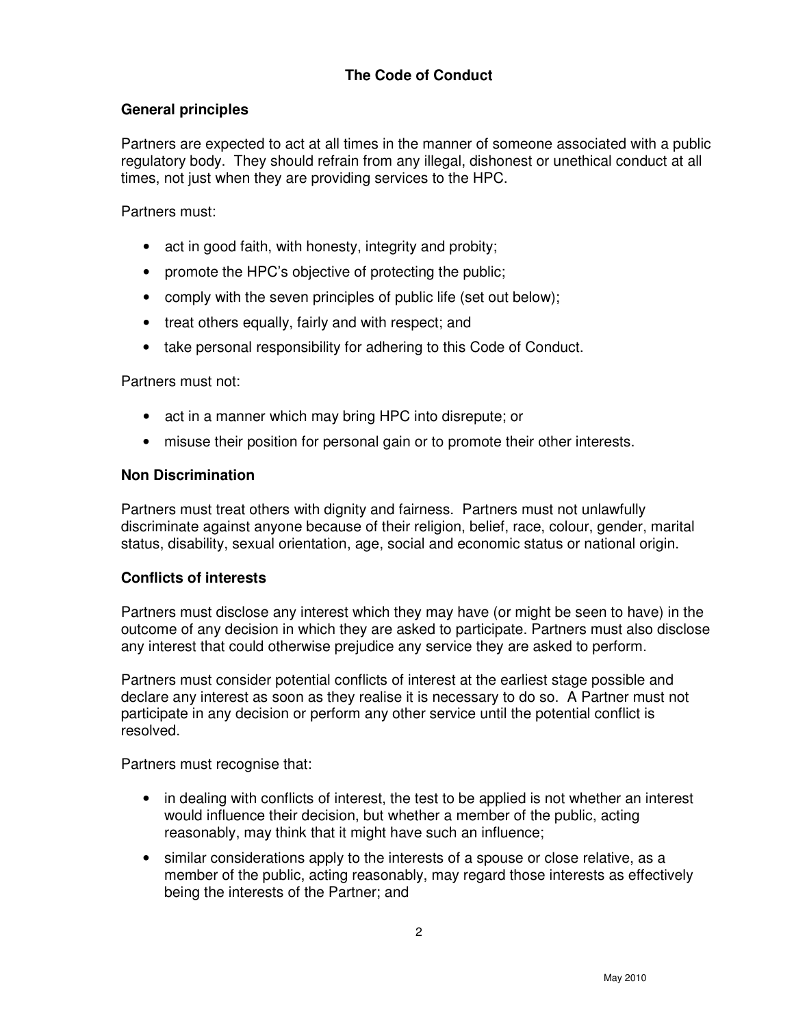# The Code of Conduct

## General principles

Partners are expected to act at all times in the manner of someone associated with a public regulatory body. They should refrain from any illegal, dishonest or unethical conduct at all times, not just when they are providing services to the HPC.

Partners must:

- act in good faith, with honesty, integrity and probity;
- promote the HPC's objective of protecting the public;
- comply with the seven principles of public life (set out below);
- treat others equally, fairly and with respect; and
- take personal responsibility for adhering to this Code of Conduct.

Partners must not:

- act in a manner which may bring HPC into disrepute; or
- misuse their position for personal gain or to promote their other interests.

## Non Discrimination

Partners must treat others with dignity and fairness. Partners must not unlawfully discriminate against anyone because of their religion, belief, race, colour, gender, marital status, disability, sexual orientation, age, social and economic status or national origin.

## Conflicts of interests

Partners must disclose any interest which they may have (or might be seen to have) in the outcome of any decision in which they are asked to participate. Partners must also disclose any interest that could otherwise prejudice any service they are asked to perform.

Partners must consider potential conflicts of interest at the earliest stage possible and declare any interest as soon as they realise it is necessary to do so. A Partner must not participate in any decision or perform any other service until the potential conflict is resolved.

Partners must recognise that:

- in dealing with conflicts of interest, the test to be applied is not whether an interest would influence their decision, but whether a member of the public, acting reasonably, may think that it might have such an influence;
- similar considerations apply to the interests of a spouse or close relative, as a member of the public, acting reasonably, may regard those interests as effectively being the interests of the Partner; and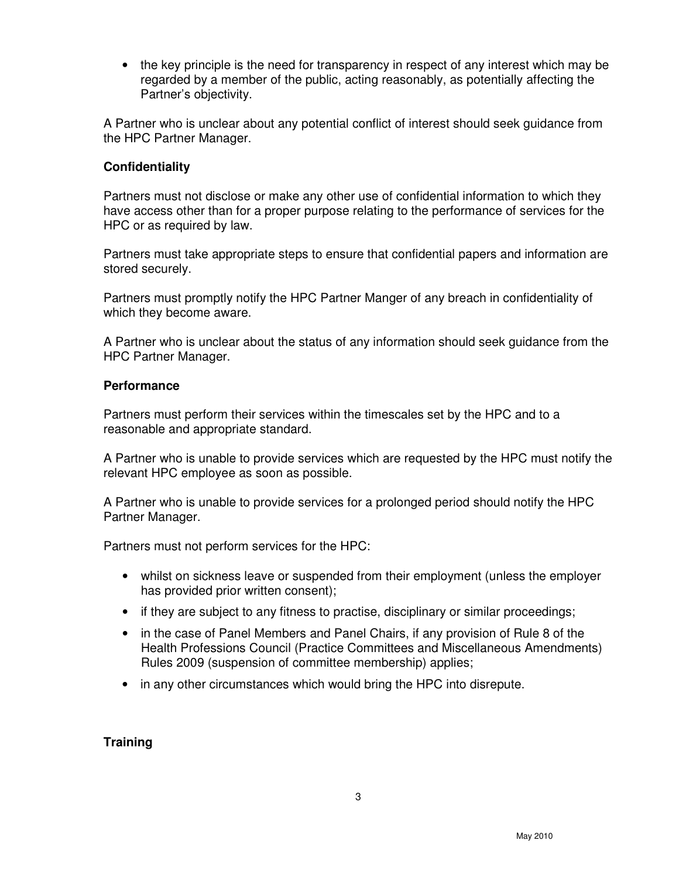- the key principle is the need for transparency in respect of any interest which may be regarded by a member of the public, acting reasonably, as potentially affecting the Partner's objectivity.

A Partner who is unclear about any potential conflict of interest should seek guidance from the HPC Partner Manager.

**Confidentiality**

Partners must not disclose or make any other use of confidential information to which they have access other than for a proper purpose relating to the performance of services for the HPC or as required by law.

Partners must take appropriate steps to ensure that confidential papers and information are stored securely.

Partners must promptly notify the HPC Partner Manger of any breach in confidentiality of which they become aware.

A Partner who is unclear about the status of any information should seek guidance from the HPC Partner Manager.

**Performance**

Partners must perform their services within the timescales set by the HPC and to a reasonable and appropriate standard.

A Partner who is unable to provide services which are requested by the HPC must notify the relevant HPC employee as soon as possible.

A Partner who is unable to provide services for a prolonged period should notify the HPC Partner Manager.

Partners must not perform services for the HPC:

- whilst on sickness leave or suspended from their employment (unless the employer has provided prior written consent);
- if they are subject to any fitness to practise, disciplinary or similar proceedings;
- in the case of Panel Members and Panel Chairs, if any provision of Rule 8 of the Health Professions Council (Practice Committees and Miscellaneous Amendments) Rules 2009 (suspension of committee membership) applies;
- in any other circumstances which would bring the HPC into disrepute.

**Training**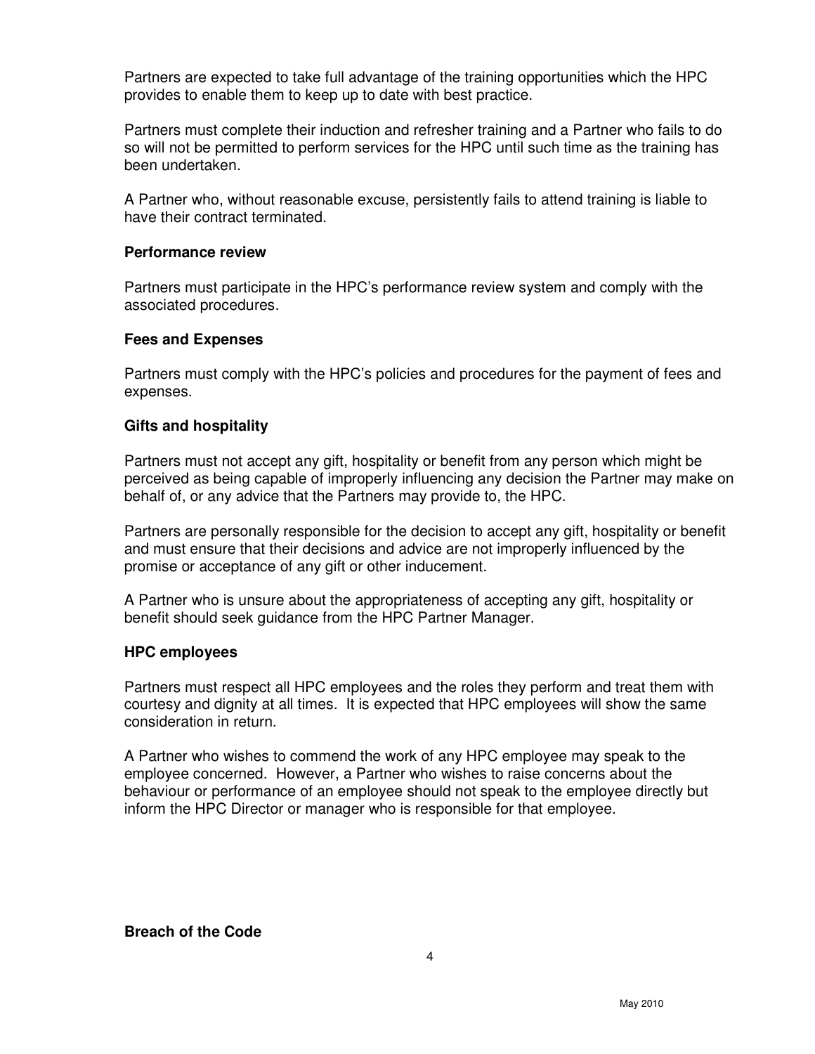Partners are expected to take full advantage of the training opportunities which the HPC provides to enable them to keep up to date with best practice.

Partners must complete their induction and refresher training and a Partner who fails to do so will not be permitted to perform services for the HPC until such time as the training has been undertaken.

A Partner who, without reasonable excuse, persistently fails to attend training is liable to have their contract terminated.

**Performance review**

Partners must participate in the HPC's performance review system and comply with the associated procedures.

**Fees and Expenses**

Partners must comply with the HPC's policies and procedures for the payment of fees and expenses.

**Gifts and hospitality**

Partners must not accept any gift, hospitality or benefit from any person which might be perceived as being capable of improperly influencing any decision the Partner may make on behalf of, or any advice that the Partners may provide to, the HPC.

Partners are personally responsible for the decision to accept any gift, hospitality or benefit and must ensure that their decisions and advice are not improperly influenced by the promise or acceptance of any gift or other inducement.

A Partner who is unsure about the appropriateness of accepting any gift, hospitality or benefit should seek guidance from the HPC Partner Manager.

**HPC employees**

Partners must respect all HPC employees and the roles they perform and treat them with courtesy and dignity at all times. It is expected that HPC employees will show the same consideration in return.

A Partner who wishes to commend the work of any HPC employee may speak to the employee concerned. However, a Partner who wishes to raise concerns about the behaviour or performance of an employee should not speak to the employee directly but inform the HPC Director or manager who is responsible for that employee.

**Breach of the Code**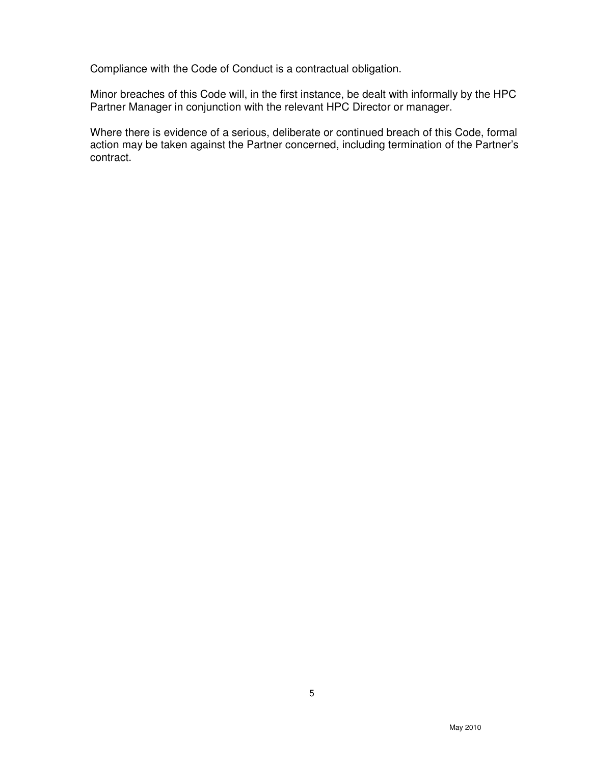Compliance with the Code of Conduct is a contractual obligation.

Minor breaches of this Code will, in the first instance, be dealt with informally by the HPC Partner Manager in conjunction with the relevant HPC Director or manager.

Where there is evidence of a serious, deliberate or continued breach of this Code, formal action may be taken against the Partner concerned, including termination of the Partner's contract.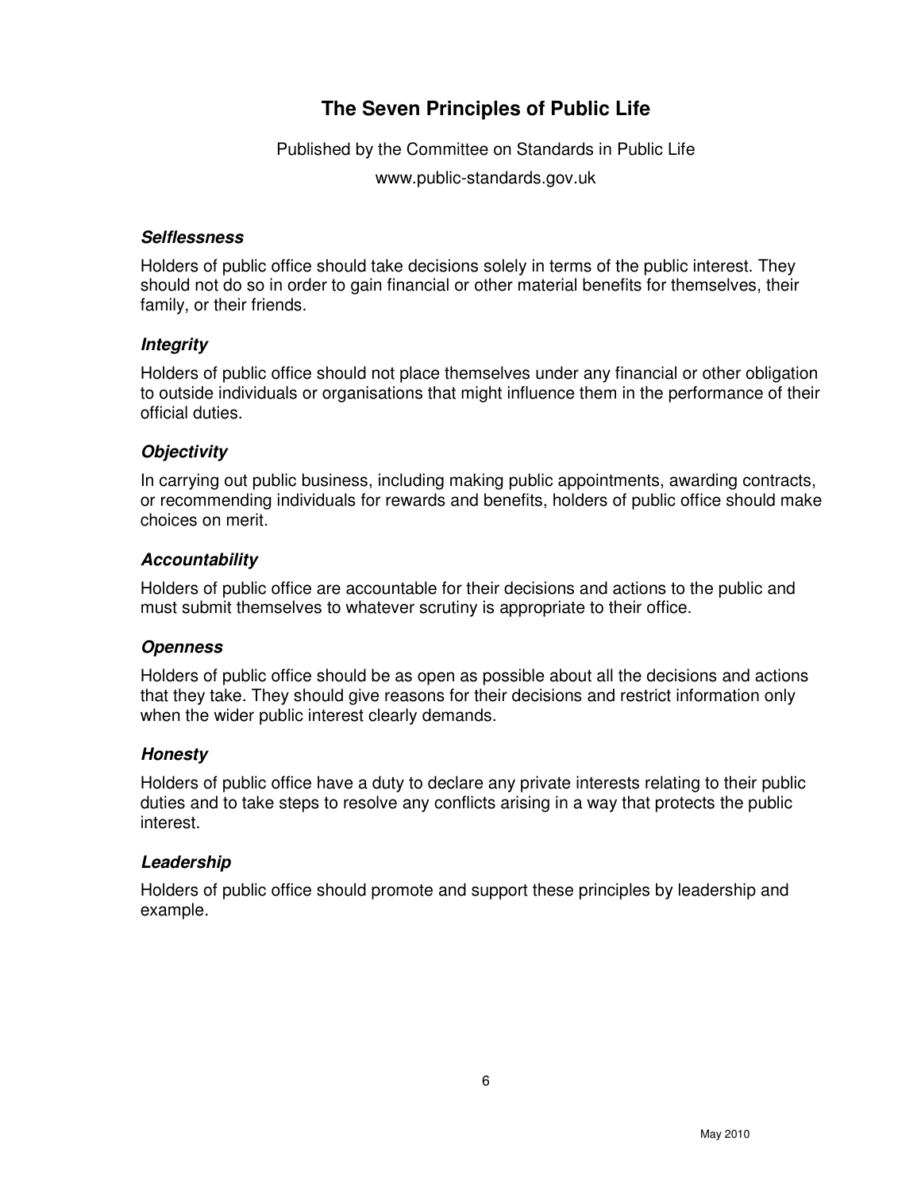# The Seven Principles of Public Life

Published by the Committee on Standards in Public Life

www.public-standards.gov.uk

### *Selflessness*

Holders of public office should take decisions solely in terms of the public interest. They should not do so in order to gain financial or other material benefits for themselves, their family, or their friends.

### *Integrity*

Holders of public office should not place themselves under any financial or other obligation to outside individuals or organisations that might influence them in the performance of their official duties.

### *Objectivity*

In carrying out public business, including making public appointments, awarding contracts, or recommending individuals for rewards and benefits, holders of public office should make choices on merit.

### *Accountability*

Holders of public office are accountable for their decisions and actions to the public and must submit themselves to whatever scrutiny is appropriate to their office.

### *Openness*

Holders of public office should be as open as possible about all the decisions and actions that they take. They should give reasons for their decisions and restrict information only when the wider public interest clearly demands.

### *Honesty*

Holders of public office have a duty to declare any private interests relating to their public duties and to take steps to resolve any conflicts arising in a way that protects the public interest.

### *Leadership*

Holders of public office should promote and support these principles by leadership and example.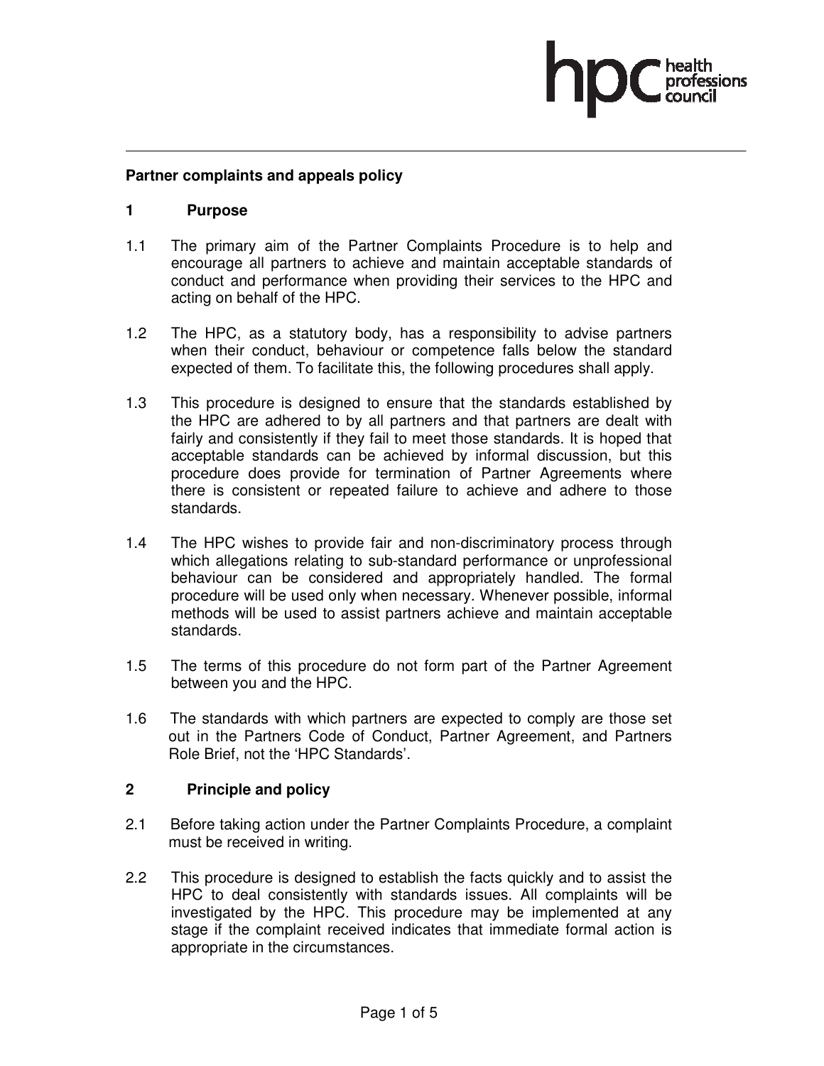## Partner complaints and appeals policy

### 1 Purpose

1.1 The primary aim of the Partner Complaints Procedure is to help and encourage all partners to achieve and maintain acceptable standards of conduct and performance when providing their services to the HPC and acting on behalf of the HPC.

1.2 The HPC, as a statutory body, has a responsibility to advise partners when their conduct, behaviour or competence falls below the standard expected of them. To facilitate this, the following procedures shall apply.

1.3 This procedure is designed to ensure that the standards established by the HPC are adhered to by all partners and that partners are dealt with fairly and consistently if they fail to meet those standards. It is hoped that acceptable standards can be achieved by informal discussion, but this procedure does provide for termination of Partner Agreements where there is consistent or repeated failure to achieve and adhere to those standards.

1.4 The HPC wishes to provide fair and non-discriminatory process through which allegations relating to sub-standard performance or unprofessional behaviour can be considered and appropriately handled. The formal procedure will be used only when necessary. Whenever possible, informal methods will be used to assist partners achieve and maintain acceptable standards.

1.5 The terms of this procedure do not form part of the Partner Agreement between you and the HPC.

1.6 The standards with which partners are expected to comply are those set out in the Partners Code of Conduct, Partner Agreement, and Partners Role Brief, not the 'HPC Standards'.

### 2 Principle and policy

2.1 Before taking action under the Partner Complaints Procedure, a complaint must be received in writing.

2.2 This procedure is designed to establish the facts quickly and to assist the HPC to deal consistently with standards issues. All complaints will be investigated by the HPC. This procedure may be implemented at any stage if the complaint received indicates that immediate formal action is appropriate in the circumstances.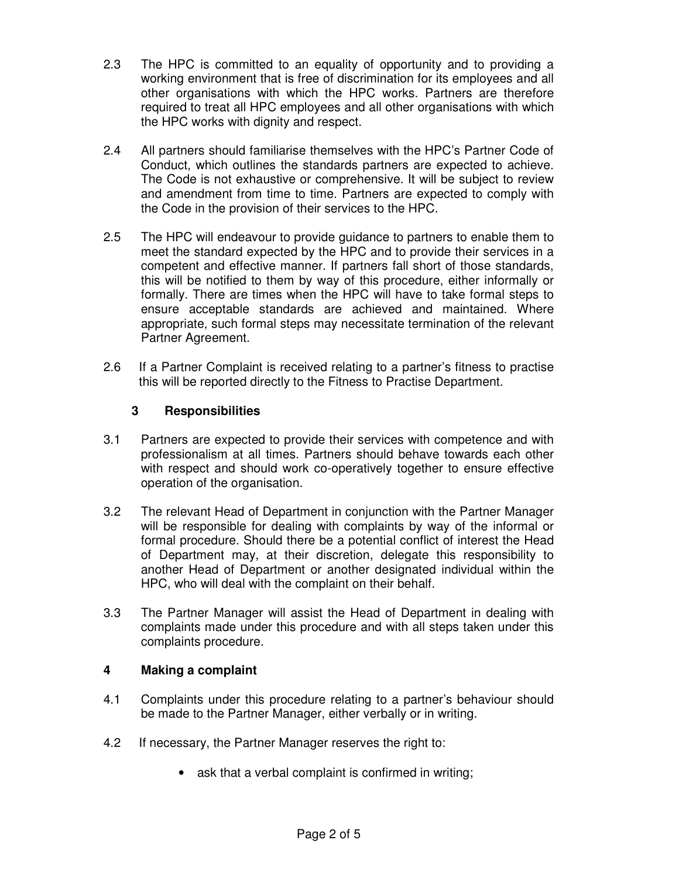2.3 The HPC is committed to an equality of opportunity and to providing a working environment that is free of discrimination for its employees and all other organisations with which the HPC works. Partners are therefore required to treat all HPC employees and all other organisations with which the HPC works with dignity and respect.

2.4 All partners should familiarise themselves with the HPC's Partner Code of Conduct, which outlines the standards partners are expected to achieve. The Code is not exhaustive or comprehensive. It will be subject to review and amendment from time to time. Partners are expected to comply with the Code in the provision of their services to the HPC.

2.5 The HPC will endeavour to provide guidance to partners to enable them to meet the standard expected by the HPC and to provide their services in a competent and effective manner. If partners fall short of those standards, this will be notified to them by way of this procedure, either informally or formally. There are times when the HPC will have to take formal steps to ensure acceptable standards are achieved and maintained. Where appropriate, such formal steps may necessitate termination of the relevant Partner Agreement.

2.6 If a Partner Complaint is received relating to a partner's fitness to practise this will be reported directly to the Fitness to Practise Department.

## 3 Responsibilities

3.1 Partners are expected to provide their services with competence and with professionalism at all times. Partners should behave towards each other with respect and should work co-operatively together to ensure effective operation of the organisation.

3.2 The relevant Head of Department in conjunction with the Partner Manager will be responsible for dealing with complaints by way of the informal or formal procedure. Should there be a potential conflict of interest the Head of Department may, at their discretion, delegate this responsibility to another Head of Department or another designated individual within the HPC, who will deal with the complaint on their behalf.

3.3 The Partner Manager will assist the Head of Department in dealing with complaints made under this procedure and with all steps taken under this complaints procedure.

## 4 Making a complaint

4.1 Complaints under this procedure relating to a partner's behaviour should be made to the Partner Manager, either verbally or in writing.

4.2 If necessary, the Partner Manager reserves the right to:

- ask that a verbal complaint is confirmed in writing;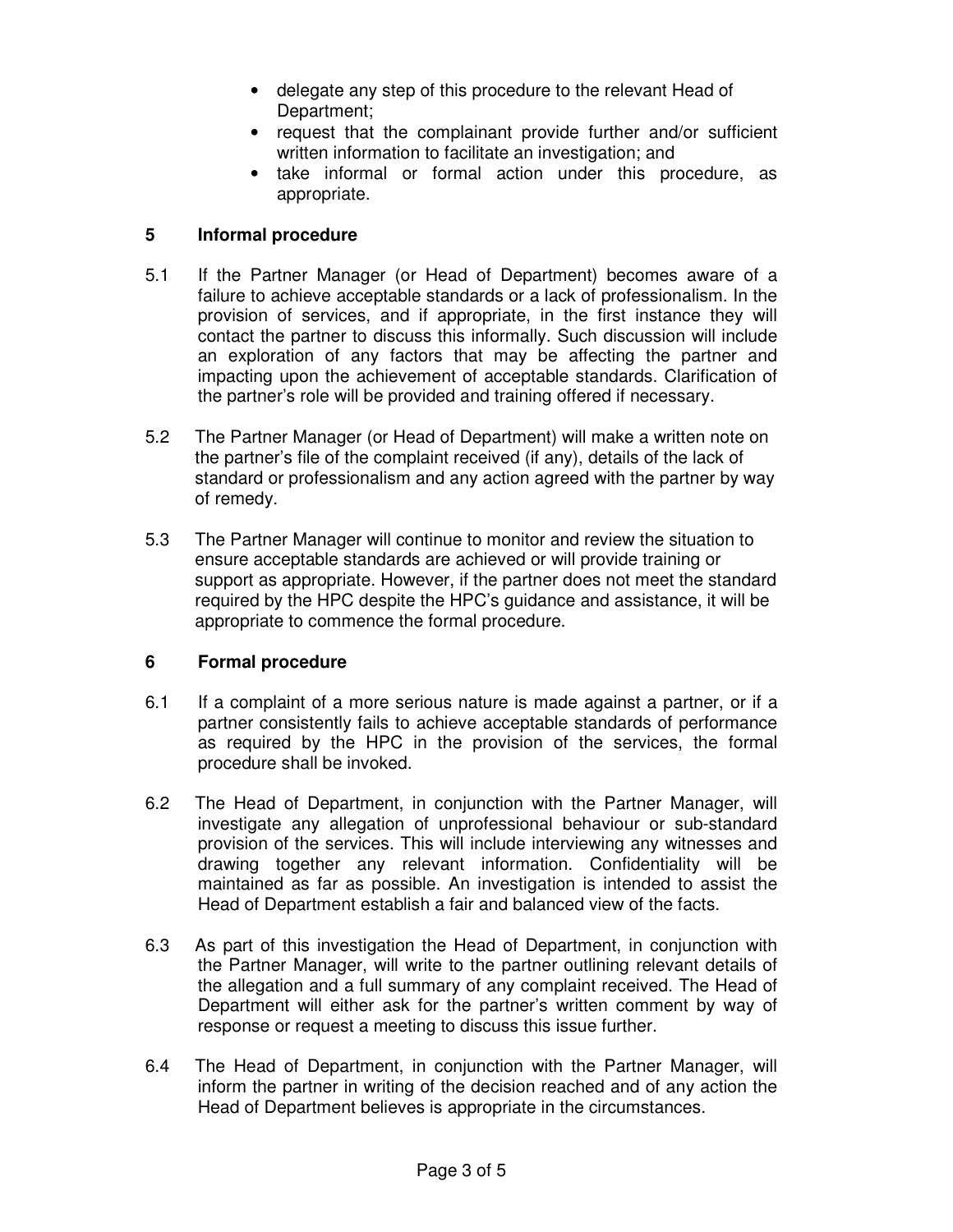- delegate any step of this procedure to the relevant Head of Department;
- request that the complainant provide further and/or sufficient written information to facilitate an investigation; and
- take informal or formal action under this procedure, as appropriate.

## 5 Informal procedure

5.1 If the Partner Manager (or Head of Department) becomes aware of a failure to achieve acceptable standards or a lack of professionalism. In the provision of services, and if appropriate, in the first instance they will contact the partner to discuss this informally. Such discussion will include an exploration of any factors that may be affecting the partner and impacting upon the achievement of acceptable standards. Clarification of the partner's role will be provided and training offered if necessary.

5.2 The Partner Manager (or Head of Department) will make a written note on the partner's file of the complaint received (if any), details of the lack of standard or professionalism and any action agreed with the partner by way of remedy.

5.3 The Partner Manager will continue to monitor and review the situation to ensure acceptable standards are achieved or will provide training or support as appropriate. However, if the partner does not meet the standard required by the HPC despite the HPC's guidance and assistance, it will be appropriate to commence the formal procedure.

## 6 Formal procedure

6.1 If a complaint of a more serious nature is made against a partner, or if a partner consistently fails to achieve acceptable standards of performance as required by the HPC in the provision of the services, the formal procedure shall be invoked.

6.2 The Head of Department, in conjunction with the Partner Manager, will investigate any allegation of unprofessional behaviour or sub-standard provision of the services. This will include interviewing any witnesses and drawing together any relevant information. Confidentiality will be maintained as far as possible. An investigation is intended to assist the Head of Department establish a fair and balanced view of the facts.

6.3 As part of this investigation the Head of Department, in conjunction with the Partner Manager, will write to the partner outlining relevant details of the allegation and a full summary of any complaint received. The Head of Department will either ask for the partner's written comment by way of response or request a meeting to discuss this issue further.

6.4 The Head of Department, in conjunction with the Partner Manager, will inform the partner in writing of the decision reached and of any action the Head of Department believes is appropriate in the circumstances.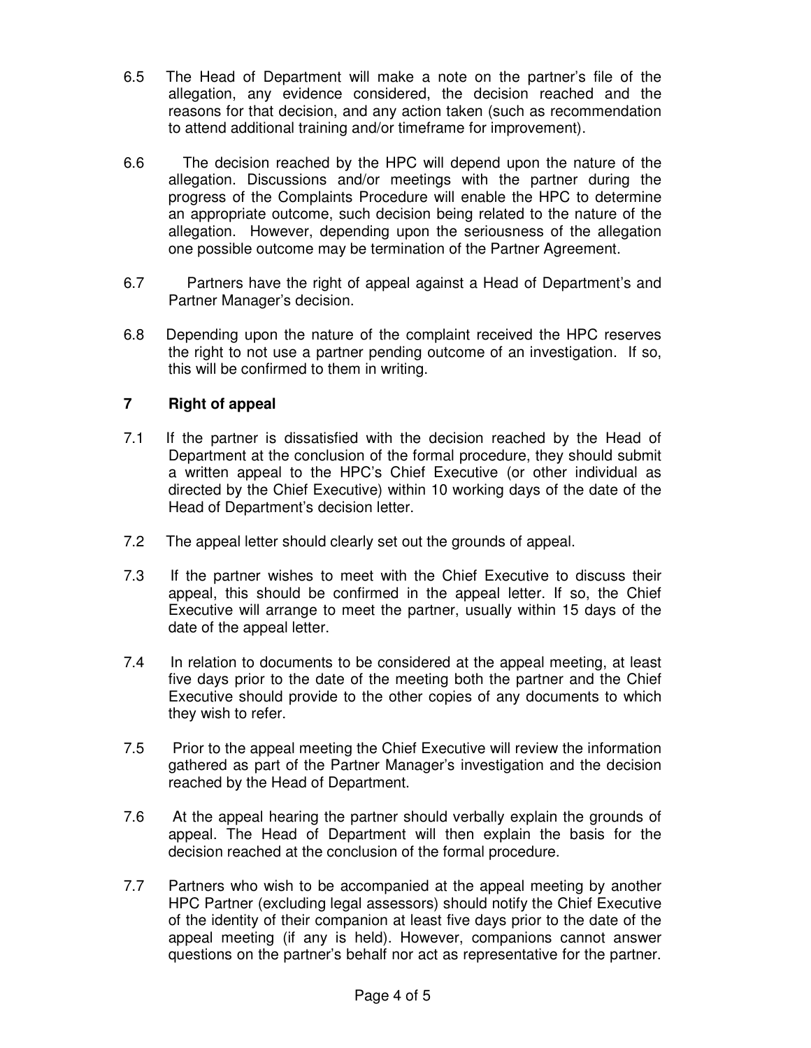6.5 The Head of Department will make a note on the partner's file of the allegation, any evidence considered, the decision reached and the reasons for that decision, and any action taken (such as recommendation to attend additional training and/or timeframe for improvement).

6.6 The decision reached by the HPC will depend upon the nature of the allegation. Discussions and/or meetings with the partner during the progress of the Complaints Procedure will enable the HPC to determine an appropriate outcome, such decision being related to the nature of the allegation. However, depending upon the seriousness of the allegation one possible outcome may be termination of the Partner Agreement.

6.7 Partners have the right of appeal against a Head of Department's and Partner Manager's decision.

6.8 Depending upon the nature of the complaint received the HPC reserves the right to not use a partner pending outcome of an investigation. If so, this will be confirmed to them in writing.

## 7 Right of appeal

7.1 If the partner is dissatisfied with the decision reached by the Head of Department at the conclusion of the formal procedure, they should submit a written appeal to the HPC's Chief Executive (or other individual as directed by the Chief Executive) within 10 working days of the date of the Head of Department's decision letter.

7.2 The appeal letter should clearly set out the grounds of appeal.

7.3 If the partner wishes to meet with the Chief Executive to discuss their appeal, this should be confirmed in the appeal letter. If so, the Chief Executive will arrange to meet the partner, usually within 15 days of the date of the appeal letter.

7.4 In relation to documents to be considered at the appeal meeting, at least five days prior to the date of the meeting both the partner and the Chief Executive should provide to the other copies of any documents to which they wish to refer.

7.5 Prior to the appeal meeting the Chief Executive will review the information gathered as part of the Partner Manager's investigation and the decision reached by the Head of Department.

7.6 At the appeal hearing the partner should verbally explain the grounds of appeal. The Head of Department will then explain the basis for the decision reached at the conclusion of the formal procedure.

7.7 Partners who wish to be accompanied at the appeal meeting by another HPC Partner (excluding legal assessors) should notify the Chief Executive of the identity of their companion at least five days prior to the date of the appeal meeting (if any is held). However, companions cannot answer questions on the partner's behalf nor act as representative for the partner.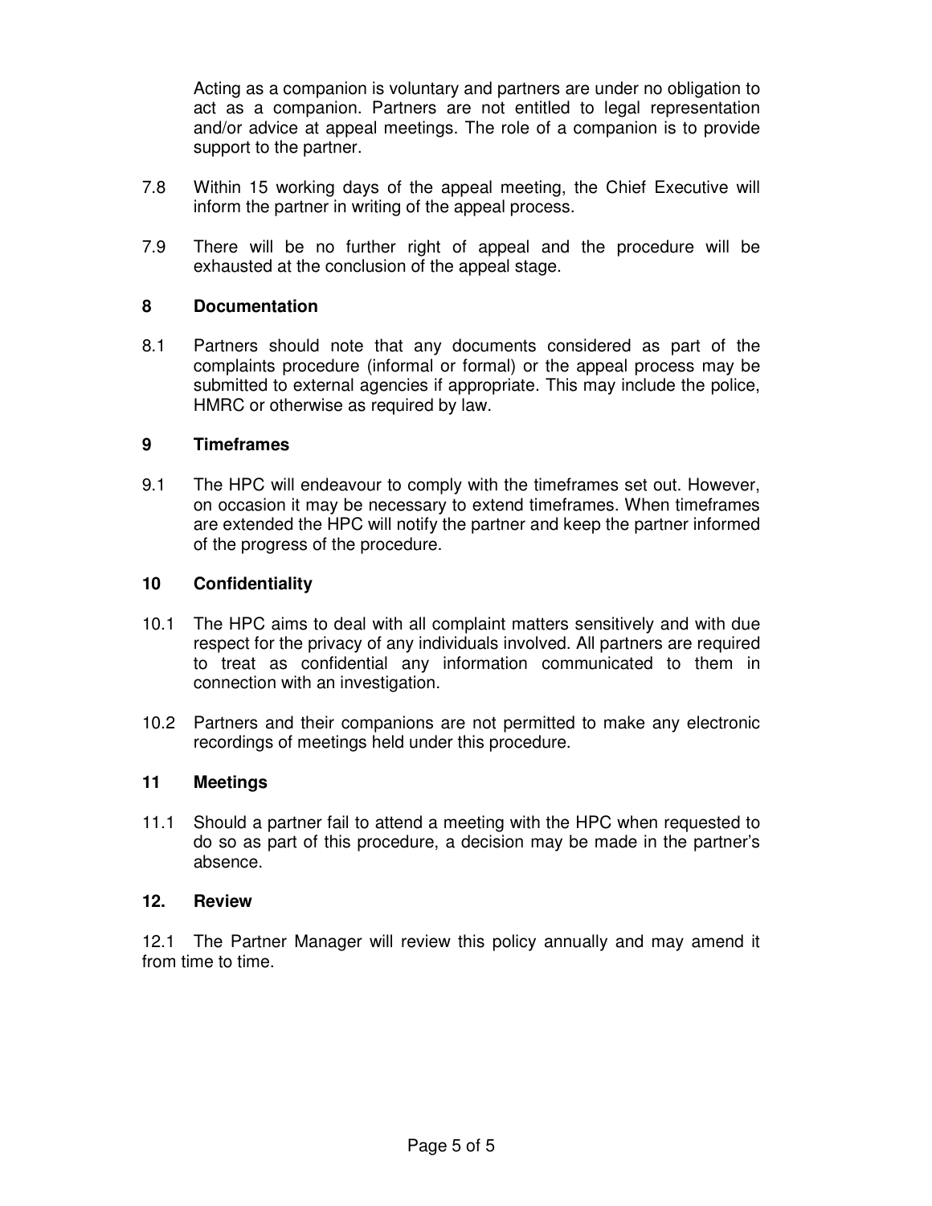Acting as a companion is voluntary and partners are under no obligation to act as a companion. Partners are not entitled to legal representation and/or advice at appeal meetings. The role of a companion is to provide support to the partner.

7.8 Within 15 working days of the appeal meeting, the Chief Executive will inform the partner in writing of the appeal process.

7.9 There will be no further right of appeal and the procedure will be exhausted at the conclusion of the appeal stage.

## 8 Documentation

8.1 Partners should note that any documents considered as part of the complaints procedure (informal or formal) or the appeal process may be submitted to external agencies if appropriate. This may include the police, HMRC or otherwise as required by law.

## 9 Timeframes

9.1 The HPC will endeavour to comply with the timeframes set out. However, on occasion it may be necessary to extend timeframes. When timeframes are extended the HPC will notify the partner and keep the partner informed of the progress of the procedure.

## 10 Confidentiality

10.1 The HPC aims to deal with all complaint matters sensitively and with due respect for the privacy of any individuals involved. All partners are required to treat as confidential any information communicated to them in connection with an investigation.

10.2 Partners and their companions are not permitted to make any electronic recordings of meetings held under this procedure.

## 11 Meetings

11.1 Should a partner fail to attend a meeting with the HPC when requested to do so as part of this procedure, a decision may be made in the partner's absence.

## 12. Review

12.1 The Partner Manager will review this policy annually and may amend it from time to time.